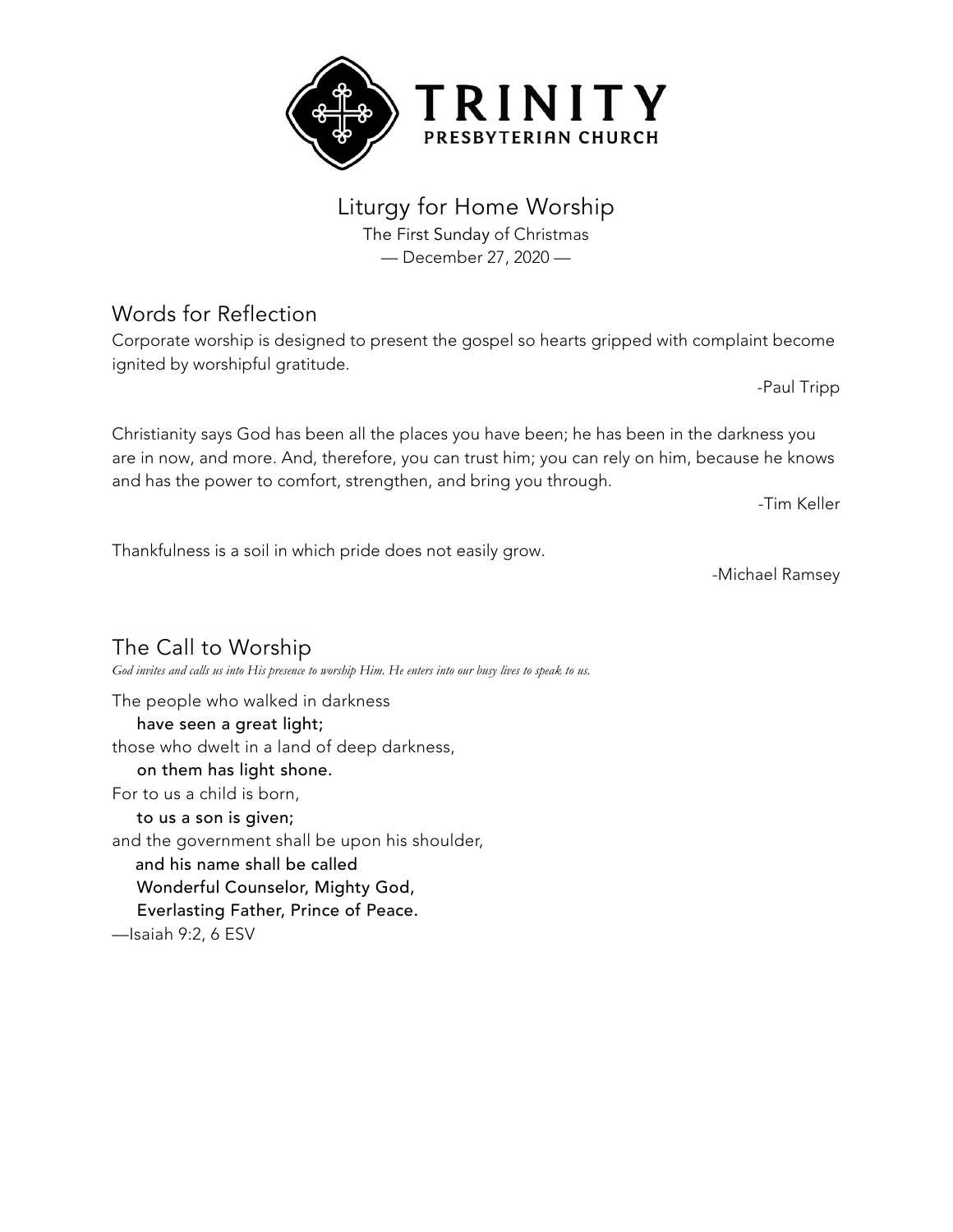# TRINITY

PRESBYTERIAN CHURCH

## Liturgy for Home Worship

The First Sunday of Christmas

— December 27, 2020 —

## Words for Reflection

Corporate worship is designed to present the gospel so hearts gripped with complaint become ignited by worshipful gratitude.

-Paul Tripp

Christianity says God has been all the places you have been; he has been in the darkness you are in now, and more. And, therefore, you can trust him; you can rely on him, because he knows and has the power to comfort, strengthen, and bring you through.

-Tim Keller

Thankfulness is a soil in which pride does not easily grow.

-Michael Ramsey

## The Call to Worship

*God invites and calls us into His presence to worship Him. He enters into our busy lives to speak to us.*

The people who walked in darkness
**have seen a great light;**
those who dwelt in a land of deep darkness,
**on them has light shone.**
For to us a child is born,
**to us a son is given;**
and the government shall be upon his shoulder,
**and his name shall be called**
**Wonderful Counselor, Mighty God,**
**Everlasting Father, Prince of Peace.**
—Isaiah 9:2, 6 ESV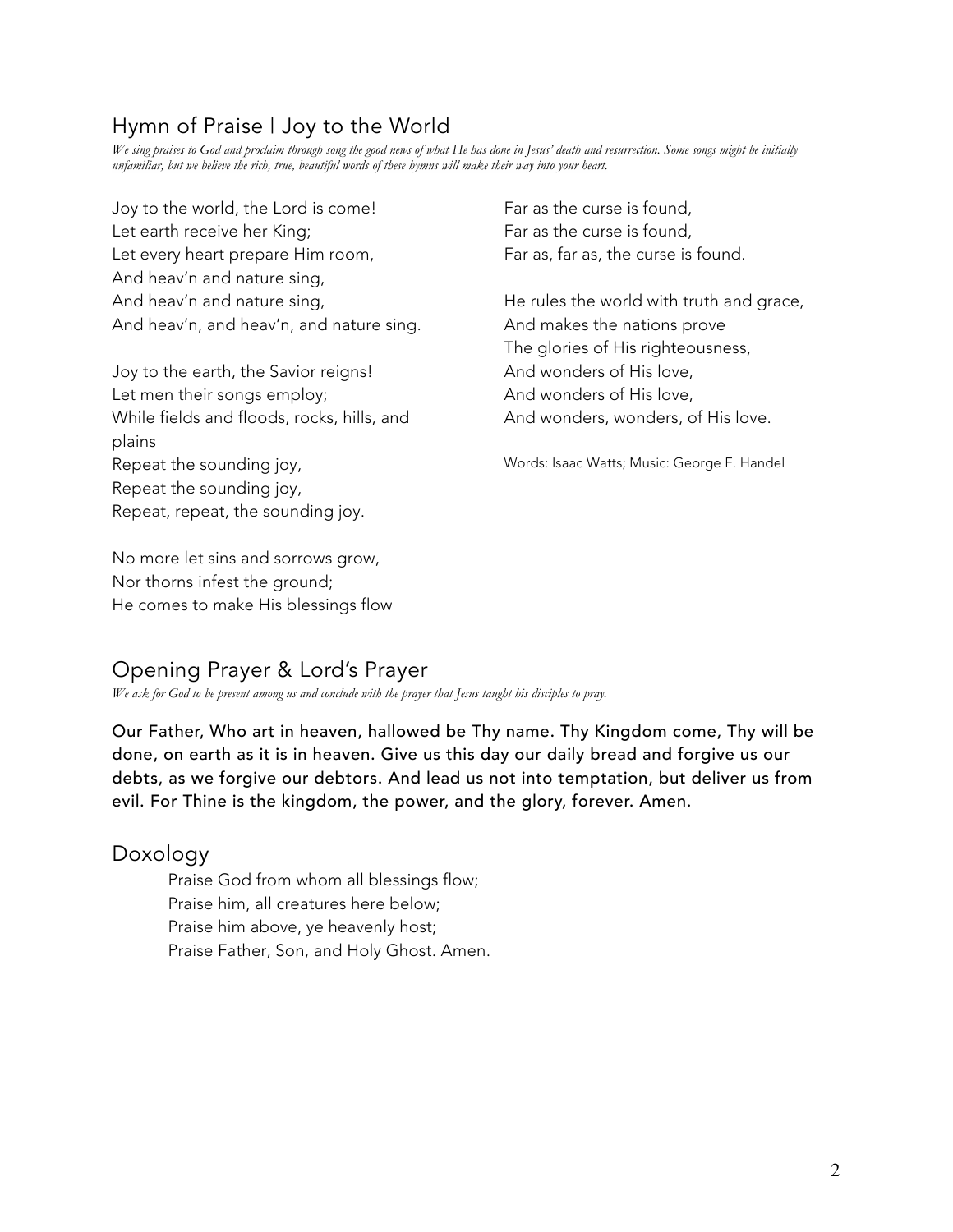## Hymn of Praise | Joy to the World

*We sing praises to God and proclaim through song the good news of what He has done in Jesus' death and resurrection. Some songs might be initially unfamiliar, but we believe the rich, true, beautiful words of these hymns will make their way into your heart.*

Joy to the world, the Lord is come!  
Let earth receive her King;  
Let every heart prepare Him room,  
And heav'n and nature sing,  
And heav'n and nature sing,  
And heav'n, and heav'n, and nature sing.

Joy to the earth, the Savior reigns!  
Let men their songs employ;  
While fields and floods, rocks, hills, and plains  
Repeat the sounding joy,  
Repeat the sounding joy,  
Repeat, repeat, the sounding joy.

No more let sins and sorrows grow,  
Nor thorns infest the ground;  
He comes to make His blessings flow  
Far as the curse is found,  
Far as the curse is found,  
Far as, far as, the curse is found.

He rules the world with truth and grace,  
And makes the nations prove  
The glories of His righteousness,  
And wonders of His love,  
And wonders of His love,  
And wonders, wonders, of His love.

Words: Isaac Watts; Music: George F. Handel

## Opening Prayer & Lord's Prayer

*We ask for God to be present among us and conclude with the prayer that Jesus taught his disciples to pray.*

**Our Father, Who art in heaven, hallowed be Thy name. Thy Kingdom come, Thy will be done, on earth as it is in heaven. Give us this day our daily bread and forgive us our debts, as we forgive our debtors. And lead us not into temptation, but deliver us from evil. For Thine is the kingdom, the power, and the glory, forever. Amen.**

## Doxology

Praise God from whom all blessings flow;  
Praise him, all creatures here below;  
Praise him above, ye heavenly host;  
Praise Father, Son, and Holy Ghost. Amen.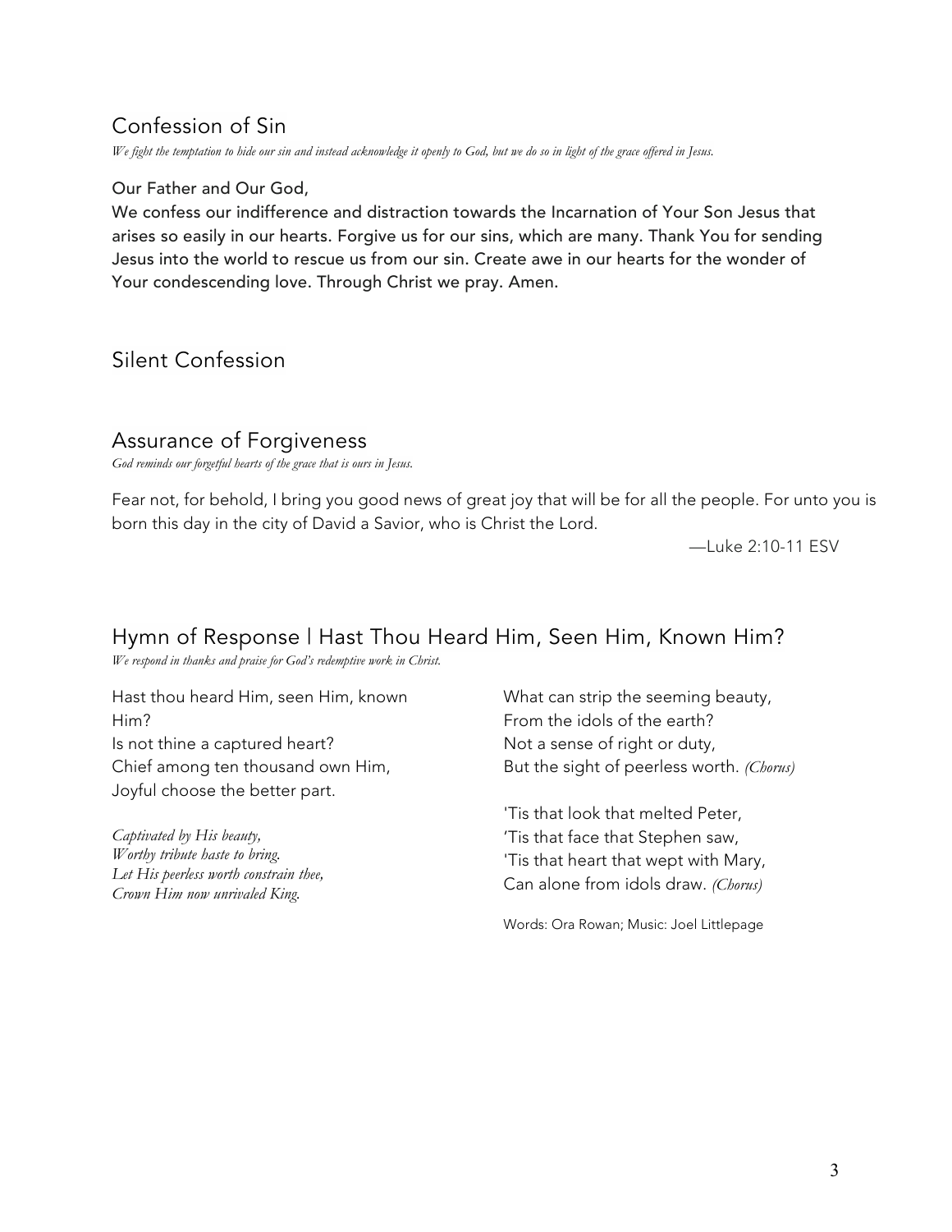## Confession of Sin

*We fight the temptation to hide our sin and instead acknowledge it openly to God, but we do so in light of the grace offered in Jesus.*

**Our Father and Our God,**
**We confess our indifference and distraction towards the Incarnation of Your Son Jesus that arises so easily in our hearts. Forgive us for our sins, which are many. Thank You for sending Jesus into the world to rescue us from our sin. Create awe in our hearts for the wonder of Your condescending love. Through Christ we pray. Amen.**

## Silent Confession

## Assurance of Forgiveness

*God reminds our forgetful hearts of the grace that is ours in Jesus.*

Fear not, for behold, I bring you good news of great joy that will be for all the people. For unto you is born this day in the city of David a Savior, who is Christ the Lord.

—Luke 2:10-11 ESV

## Hymn of Response | Hast Thou Heard Him, Seen Him, Known Him?

*We respond in thanks and praise for God's redemptive work in Christ.*

Hast thou heard Him, seen Him, known Him?
Is not thine a captured heart?
Chief among ten thousand own Him,
Joyful choose the better part.

*Captivated by His beauty,*
*Worthy tribute haste to bring.*
*Let His peerless worth constrain thee,*
*Crown Him now unrivaled King.*

What can strip the seeming beauty,
From the idols of the earth?
Not a sense of right or duty,
But the sight of peerless worth. *(Chorus)*

'Tis that look that melted Peter,
'Tis that face that Stephen saw,
'Tis that heart that wept with Mary,
Can alone from idols draw. *(Chorus)*

Words: Ora Rowan; Music: Joel Littlepage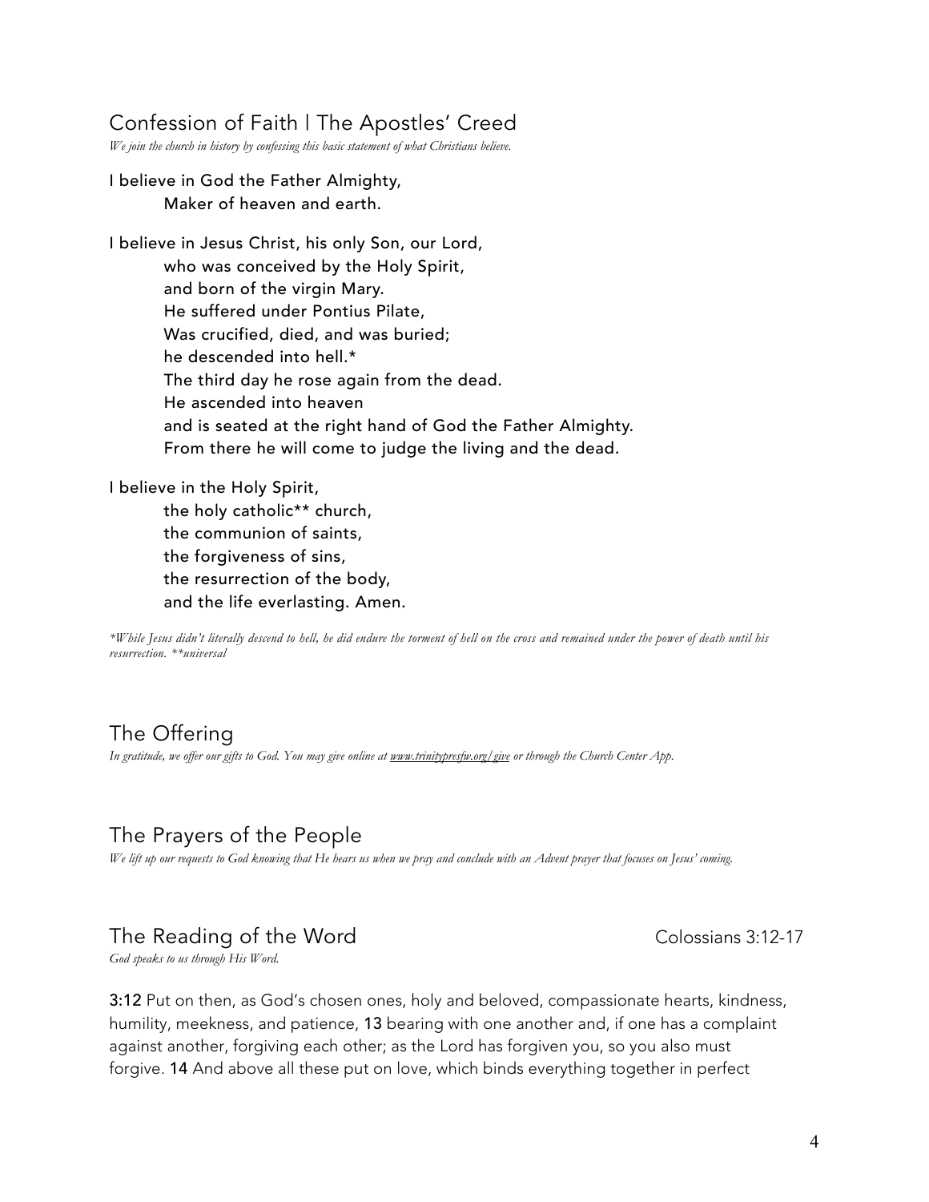## Confession of Faith | The Apostles' Creed

*We join the church in history by confessing this basic statement of what Christians believe.*

I believe in God the Father Almighty,
Maker of heaven and earth.

I believe in Jesus Christ, his only Son, our Lord,
who was conceived by the Holy Spirit,
and born of the virgin Mary.
He suffered under Pontius Pilate,
Was crucified, died, and was buried;
he descended into hell.*
The third day he rose again from the dead.
He ascended into heaven
and is seated at the right hand of God the Father Almighty.
From there he will come to judge the living and the dead.

I believe in the Holy Spirit,
the holy catholic** church,
the communion of saints,
the forgiveness of sins,
the resurrection of the body,
and the life everlasting. Amen.

*\*While Jesus didn't literally descend to hell, he did endure the torment of hell on the cross and remained under the power of death until his resurrection. \*\*universal*

## The Offering

*In gratitude, we offer our gifts to God. You may give online at [www.trinitypresfw.org/give](www.trinitypresfw.org/give) or through the Church Center App.*

## The Prayers of the People

*We lift up our requests to God knowing that He hears us when we pray and conclude with an Advent prayer that focuses on Jesus' coming.*

## The Reading of the Word — Colossians 3:12-17

*God speaks to us through His Word.*

**3:12** Put on then, as God's chosen ones, holy and beloved, compassionate hearts, kindness, humility, meekness, and patience, **13** bearing with one another and, if one has a complaint against another, forgiving each other; as the Lord has forgiven you, so you also must forgive. **14** And above all these put on love, which binds everything together in perfect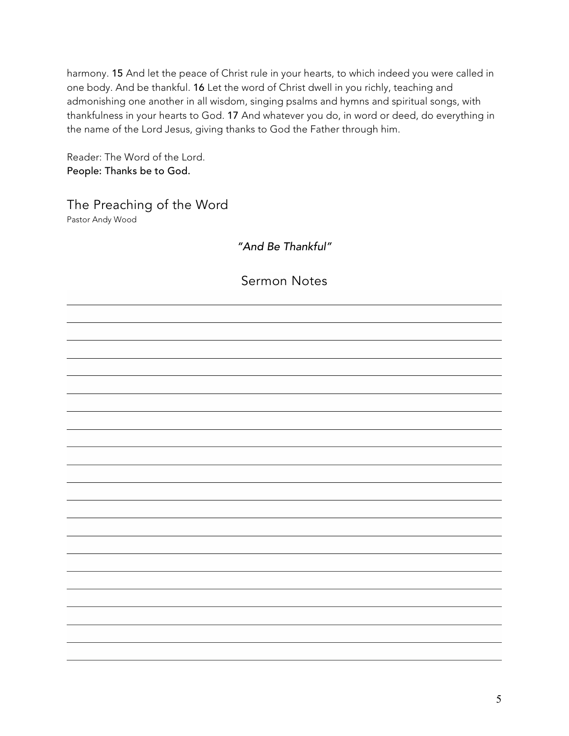harmony. **15** And let the peace of Christ rule in your hearts, to which indeed you were called in one body. And be thankful. **16** Let the word of Christ dwell in you richly, teaching and admonishing one another in all wisdom, singing psalms and hymns and spiritual songs, with thankfulness in your hearts to God. **17** And whatever you do, in word or deed, do everything in the name of the Lord Jesus, giving thanks to God the Father through him.

Reader: The Word of the Lord.
**People: Thanks be to God.**

## The Preaching of the Word

Pastor Andy Wood

*"And Be Thankful"*

### Sermon Notes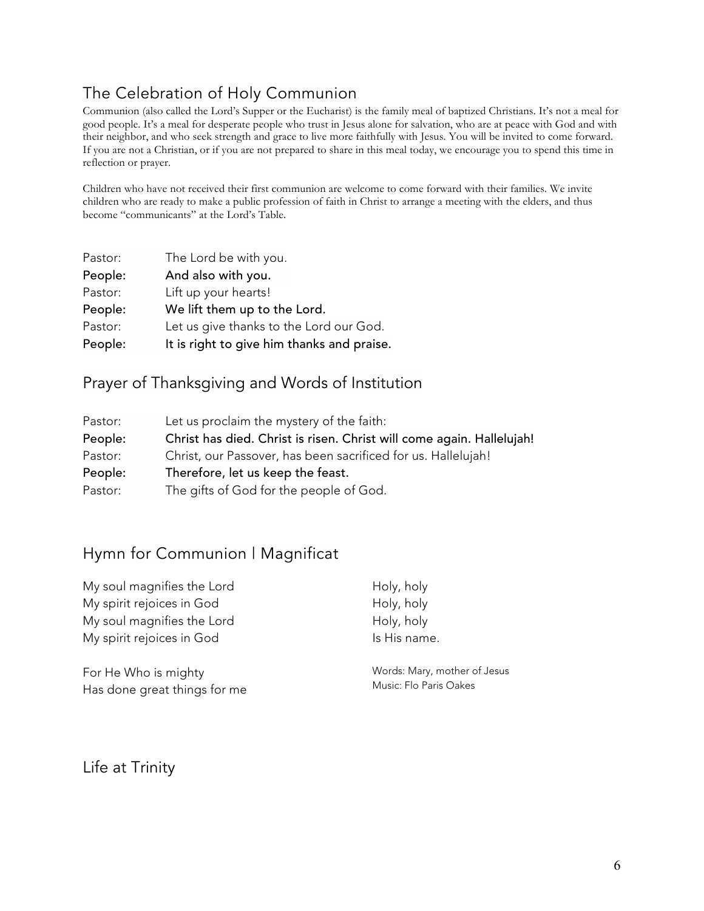## The Celebration of Holy Communion

Communion (also called the Lord's Supper or the Eucharist) is the family meal of baptized Christians. It's not a meal for good people. It's a meal for desperate people who trust in Jesus alone for salvation, who are at peace with God and with their neighbor, and who seek strength and grace to live more faithfully with Jesus. You will be invited to come forward. If you are not a Christian, or if you are not prepared to share in this meal today, we encourage you to spend this time in reflection or prayer.

Children who have not received their first communion are welcome to come forward with their families. We invite children who are ready to make a public profession of faith in Christ to arrange a meeting with the elders, and thus become "communicants" at the Lord's Table.

Pastor: The Lord be with you.
**People: And also with you.**
Pastor: Lift up your hearts!
**People: We lift them up to the Lord.**
Pastor: Let us give thanks to the Lord our God.
**People: It is right to give him thanks and praise.**

## Prayer of Thanksgiving and Words of Institution

Pastor: Let us proclaim the mystery of the faith:
**People: Christ has died. Christ is risen. Christ will come again. Hallelujah!**
Pastor: Christ, our Passover, has been sacrificed for us. Hallelujah!
**People: Therefore, let us keep the feast.**
Pastor: The gifts of God for the people of God.

## Hymn for Communion | Magnificat

My soul magnifies the Lord
My spirit rejoices in God
My soul magnifies the Lord
My spirit rejoices in God

For He Who is mighty
Has done great things for me

Holy, holy
Holy, holy
Holy, holy
Is His name.

Words: Mary, mother of Jesus
Music: Flo Paris Oakes

## Life at Trinity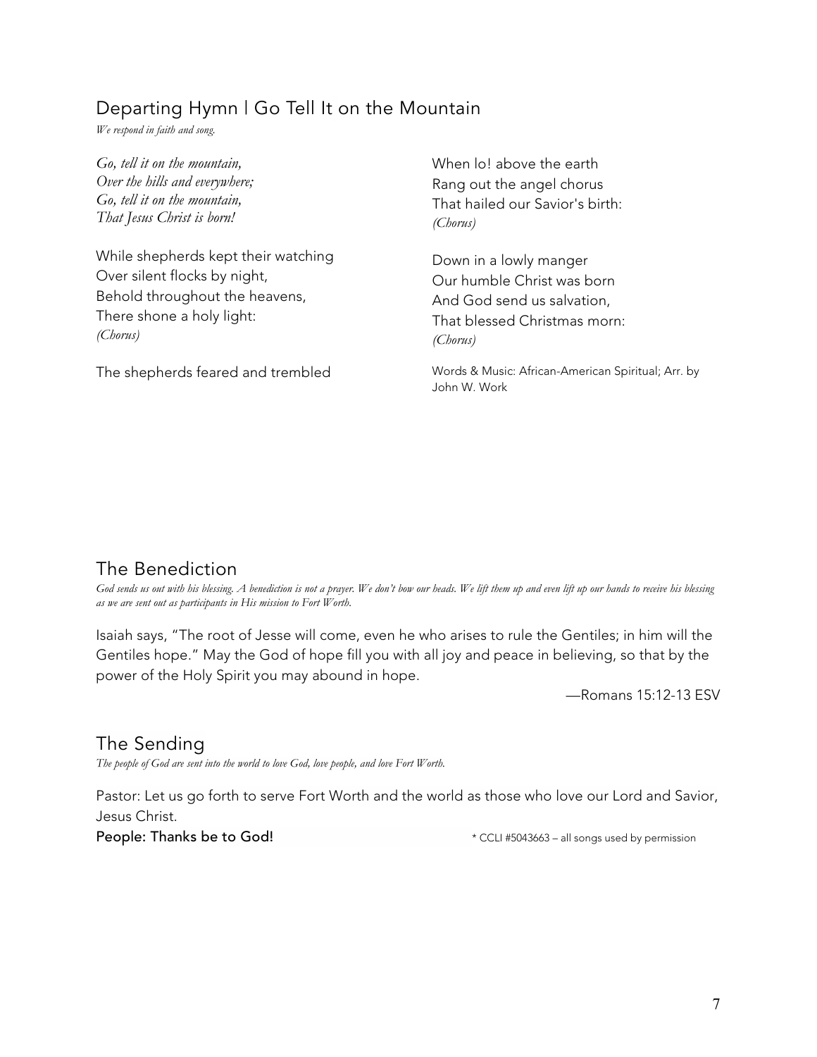## Departing Hymn | Go Tell It on the Mountain

*We respond in faith and song.*

*Go, tell it on the mountain,*
*Over the hills and everywhere;*
*Go, tell it on the mountain,*
*That Jesus Christ is born!*

While shepherds kept their watching
Over silent flocks by night,
Behold throughout the heavens,
There shone a holy light:
*(Chorus)*

The shepherds feared and trembled
When lo! above the earth
Rang out the angel chorus
That hailed our Savior's birth:
*(Chorus)*

Down in a lowly manger
Our humble Christ was born
And God send us salvation,
That blessed Christmas morn:
*(Chorus)*

Words & Music: African-American Spiritual; Arr. by John W. Work

## The Benediction

*God sends us out with his blessing. A benediction is not a prayer. We don't bow our heads. We lift them up and even lift up our hands to receive his blessing as we are sent out as participants in His mission to Fort Worth.*

Isaiah says, "The root of Jesse will come, even he who arises to rule the Gentiles; in him will the Gentiles hope." May the God of hope fill you with all joy and peace in believing, so that by the power of the Holy Spirit you may abound in hope.

—Romans 15:12-13 ESV

## The Sending

*The people of God are sent into the world to love God, love people, and love Fort Worth.*

Pastor: Let us go forth to serve Fort Worth and the world as those who love our Lord and Savior, Jesus Christ.

**People: Thanks be to God!**

* CCLI #5043663 – all songs used by permission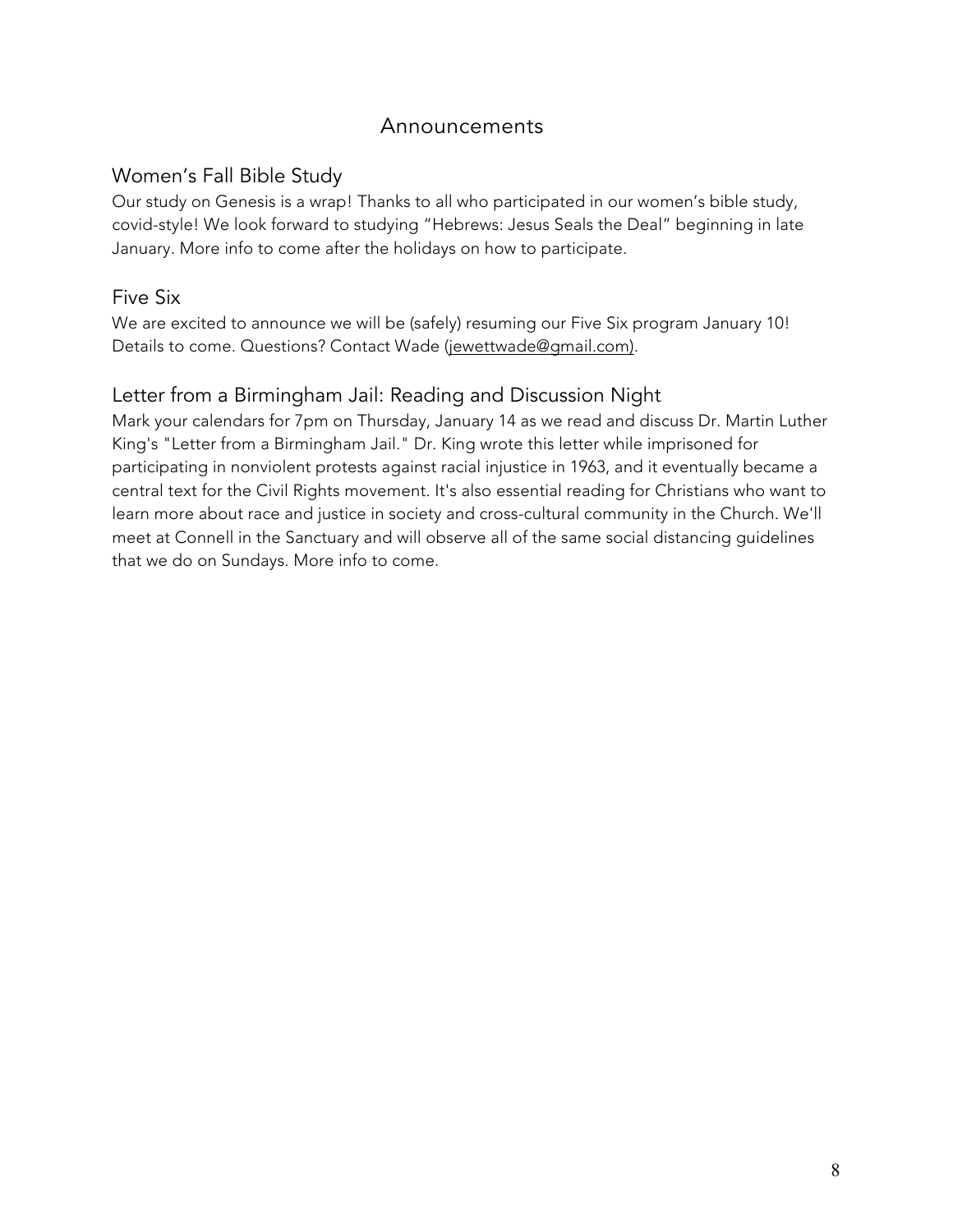# Announcements

## Women's Fall Bible Study

Our study on Genesis is a wrap! Thanks to all who participated in our women's bible study, covid-style! We look forward to studying "Hebrews: Jesus Seals the Deal" beginning in late January. More info to come after the holidays on how to participate.

## Five Six

We are excited to announce we will be (safely) resuming our Five Six program January 10! Details to come. Questions? Contact Wade (jewettwade@gmail.com).

## Letter from a Birmingham Jail: Reading and Discussion Night

Mark your calendars for 7pm on Thursday, January 14 as we read and discuss Dr. Martin Luther King's "Letter from a Birmingham Jail." Dr. King wrote this letter while imprisoned for participating in nonviolent protests against racial injustice in 1963, and it eventually became a central text for the Civil Rights movement. It's also essential reading for Christians who want to learn more about race and justice in society and cross-cultural community in the Church. We'll meet at Connell in the Sanctuary and will observe all of the same social distancing guidelines that we do on Sundays. More info to come.